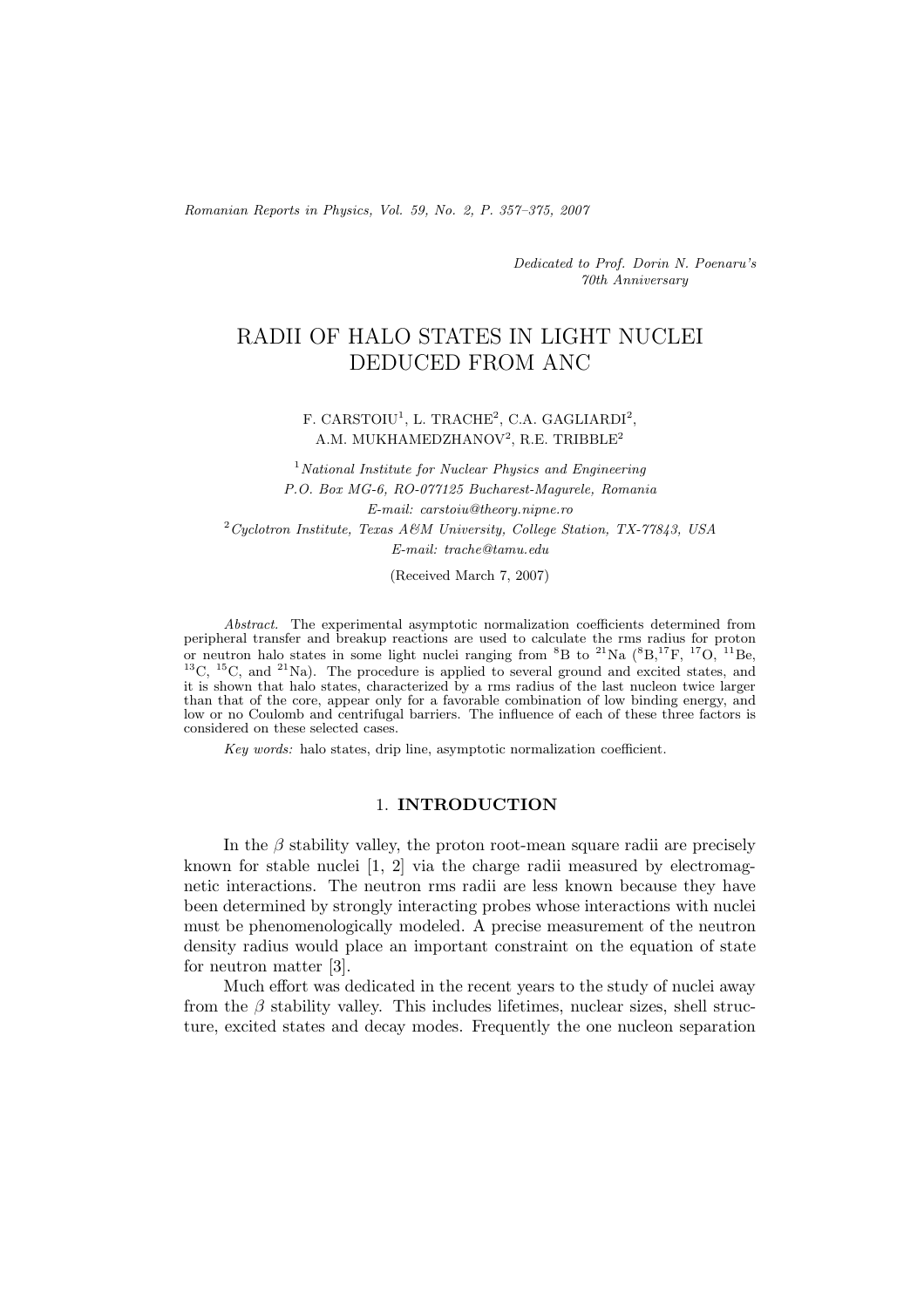*Dedicated to Prof. Dorin N. Poenaru's 70th Anniversary*

# RADII OF HALO STATES IN LIGHT NUCLEI DEDUCED FROM ANC

F. CARSTOIU[1], L. TRACHE[2], C.A. GAGLIARDI[2], A.M. MUKHAMEDZHANOV[2], R.E. TRIBBLE[2]

[1] *National Institute for Nuclear Physics and Engineering P.O. Box MG-6, RO-077125 Bucharest-Magurele, Romania E-mail: carstoiu@theory.nipne.ro*

[2] *Cyclotron Institute, Texas A&M University, College Station, TX-77843, USA E-mail: trache@tamu.edu*

(Received March 7, 2007)

*Abstract.* The experimental asymptotic normalization coefficients determined from peripheral transfer and breakup reactions are used to calculate the rms radius for proton or neutron halo states in some light nuclei ranging from $^{8}$B to $^{21}$Na ($^{8}$B,$^{17}$F, $^{17}$O, $^{11}$Be, $^{13}$C, $^{15}$C, and $^{21}$Na). The procedure is applied to several ground and excited states, and it is shown that halo states, characterized by a rms radius of the last nucleon twice larger than that of the core, appear only for a favorable combination of low binding energy, and low or no Coulomb and centrifugal barriers. The influence of each of these three factors is considered on these selected cases.

*Key words:* halo states, drip line, asymptotic normalization coefficient.

## 1. INTRODUCTION

In the $\beta$ stability valley, the proton root-mean square radii are precisely known for stable nuclei [1, 2] via the charge radii measured by electromagnetic interactions. The neutron rms radii are less known because they have been determined by strongly interacting probes whose interactions with nuclei must be phenomenologically modeled. A precise measurement of the neutron density radius would place an important constraint on the equation of state for neutron matter [3].

Much effort was dedicated in the recent years to the study of nuclei away from the $\beta$ stability valley. This includes lifetimes, nuclear sizes, shell structure, excited states and decay modes. Frequently the one nucleon separation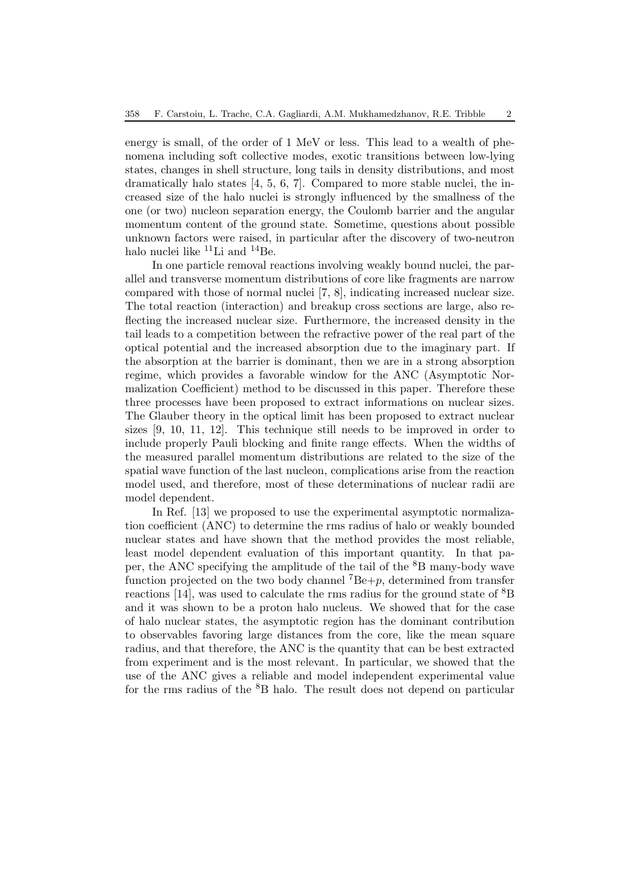energy is small, of the order of 1 MeV or less. This lead to a wealth of phenomena including soft collective modes, exotic transitions between low-lying states, changes in shell structure, long tails in density distributions, and most dramatically halo states [4, 5, 6, 7]. Compared to more stable nuclei, the increased size of the halo nuclei is strongly influenced by the smallness of the one (or two) nucleon separation energy, the Coulomb barrier and the angular momentum content of the ground state. Sometime, questions about possible unknown factors were raised, in particular after the discovery of two-neutron halo nuclei like $^{11}$Li and $^{14}$Be.

In one particle removal reactions involving weakly bound nuclei, the parallel and transverse momentum distributions of core like fragments are narrow compared with those of normal nuclei [7, 8], indicating increased nuclear size. The total reaction (interaction) and breakup cross sections are large, also reflecting the increased nuclear size. Furthermore, the increased density in the tail leads to a competition between the refractive power of the real part of the optical potential and the increased absorption due to the imaginary part. If the absorption at the barrier is dominant, then we are in a strong absorption regime, which provides a favorable window for the ANC (Asymptotic Normalization Coefficient) method to be discussed in this paper. Therefore these three processes have been proposed to extract informations on nuclear sizes. The Glauber theory in the optical limit has been proposed to extract nuclear sizes [9, 10, 11, 12]. This technique still needs to be improved in order to include properly Pauli blocking and finite range effects. When the widths of the measured parallel momentum distributions are related to the size of the spatial wave function of the last nucleon, complications arise from the reaction model used, and therefore, most of these determinations of nuclear radii are model dependent.

In Ref. [13] we proposed to use the experimental asymptotic normalization coefficient (ANC) to determine the rms radius of halo or weakly bounded nuclear states and have shown that the method provides the most reliable, least model dependent evaluation of this important quantity. In that paper, the ANC specifying the amplitude of the tail of the $^{8}$B many-body wave function projected on the two body channel $^{7}\mathrm{Be}+p$, determined from transfer reactions [14], was used to calculate the rms radius for the ground state of $^{8}$B and it was shown to be a proton halo nucleus. We showed that for the case of halo nuclear states, the asymptotic region has the dominant contribution to observables favoring large distances from the core, like the mean square radius, and that therefore, the ANC is the quantity that can be best extracted from experiment and is the most relevant. In particular, we showed that the use of the ANC gives a reliable and model independent experimental value for the rms radius of the $^{8}$B halo. The result does not depend on particular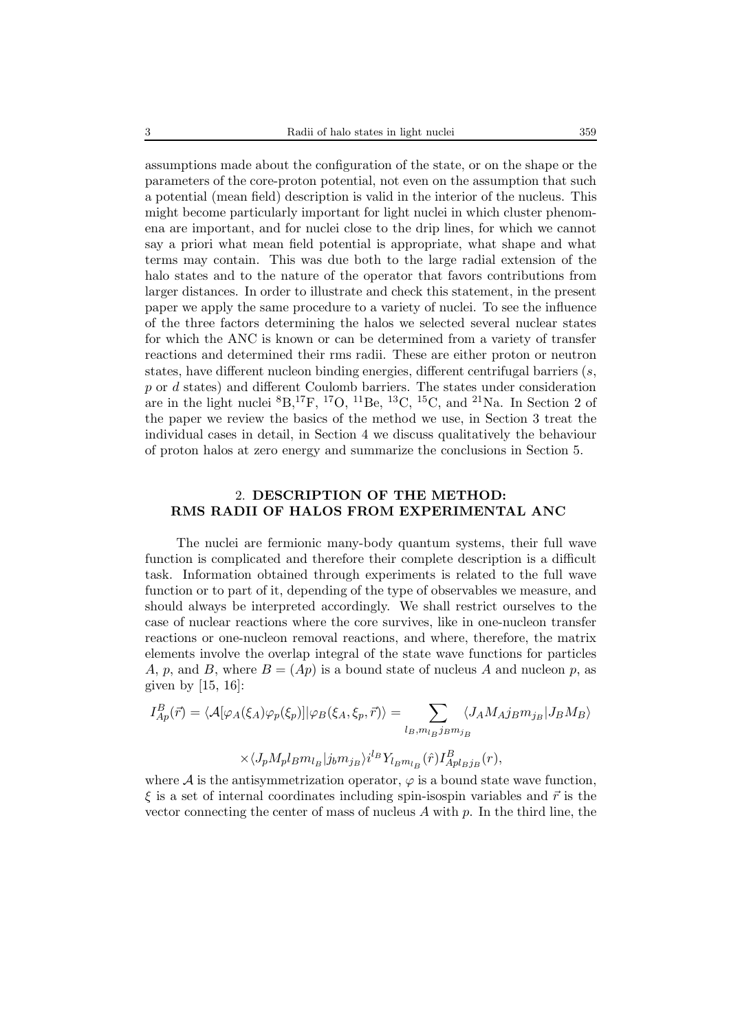assumptions made about the configuration of the state, or on the shape or the parameters of the core-proton potential, not even on the assumption that such a potential (mean field) description is valid in the interior of the nucleus. This might become particularly important for light nuclei in which cluster phenomena are important, and for nuclei close to the drip lines, for which we cannot say a priori what mean field potential is appropriate, what shape and what terms may contain. This was due both to the large radial extension of the halo states and to the nature of the operator that favors contributions from larger distances. In order to illustrate and check this statement, in the present paper we apply the same procedure to a variety of nuclei. To see the influence of the three factors determining the halos we selected several nuclear states for which the ANC is known or can be determined from a variety of transfer reactions and determined their rms radii. These are either proton or neutron states, have different nucleon binding energies, different centrifugal barriers ($s$, $p$ or $d$ states) and different Coulomb barriers. The states under consideration are in the light nuclei $^{8}$B,$^{17}$F, $^{17}$O, $^{11}$Be, $^{13}$C, $^{15}$C, and $^{21}$Na. In Section 2 of the paper we review the basics of the method we use, in Section 3 treat the individual cases in detail, in Section 4 we discuss qualitatively the behaviour of proton halos at zero energy and summarize the conclusions in Section 5.

## 2. DESCRIPTION OF THE METHOD: RMS RADII OF HALOS FROM EXPERIMENTAL ANC

The nuclei are fermionic many-body quantum systems, their full wave function is complicated and therefore their complete description is a difficult task. Information obtained through experiments is related to the full wave function or to part of it, depending of the type of observables we measure, and should always be interpreted accordingly. We shall restrict ourselves to the case of nuclear reactions where the core survives, like in one-nucleon transfer reactions or one-nucleon removal reactions, and where, therefore, the matrix elements involve the overlap integral of the state wave functions for particles $A$, $p$, and $B$, where $B = (Ap)$ is a bound state of nucleus $A$ and nucleon $p$, as given by [15, 16]:

$$I^B_{Ap}(\vec{r}) = \langle \mathcal{A}[\varphi_A(\xi_A)\varphi_p(\xi_p)]|\varphi_B(\xi_A, \xi_p, \vec{r})\rangle = \sum_{l_B, m_{l_B} j_B m_{j_B}} \langle J_A M_A j_B m_{j_B} | J_B M_B\rangle$$

$$\times \langle J_p M_p l_B m_{l_B} | j_b m_{j_B}\rangle i^{l_B} Y_{l_B m_{l_B}}(\hat{r}) I^B_{Apl_B j_B}(r),$$

where $\mathcal{A}$ is the antisymmetrization operator, $\varphi$ is a bound state wave function, $\xi$ is a set of internal coordinates including spin-isospin variables and $\vec{r}$ is the vector connecting the center of mass of nucleus $A$ with $p$. In the third line, the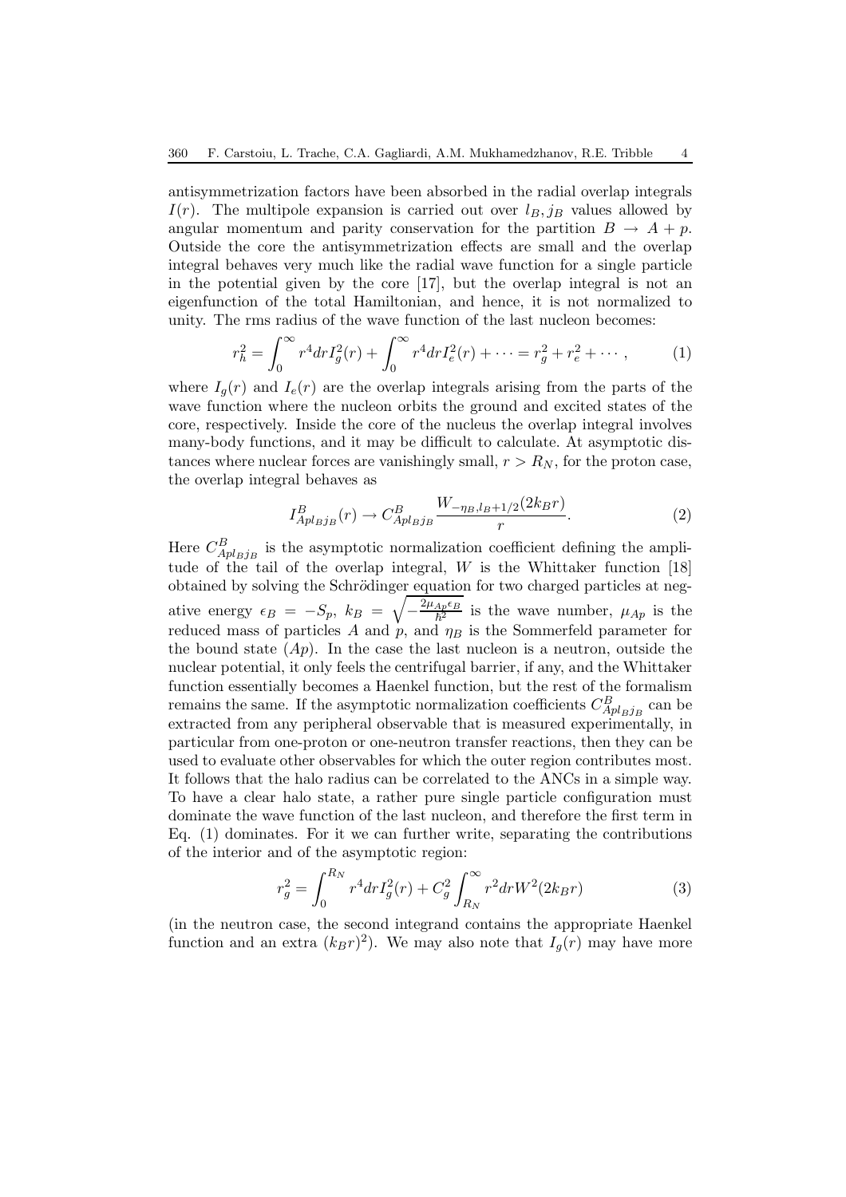antisymmetrization factors have been absorbed in the radial overlap integrals $I(r)$. The multipole expansion is carried out over $l_B, j_B$ values allowed by angular momentum and parity conservation for the partition $B \to A + p$. Outside the core the antisymmetrization effects are small and the overlap integral behaves very much like the radial wave function for a single particle in the potential given by the core [17], but the overlap integral is not an eigenfunction of the total Hamiltonian, and hence, it is not normalized to unity. The rms radius of the wave function of the last nucleon becomes:

$$r_h^2 = \int_0^\infty r^4 dr I_g^2(r) + \int_0^\infty r^4 dr I_e^2(r) + \cdots = r_g^2 + r_e^2 + \cdots , \tag{1}$$

where $I_g(r)$ and $I_e(r)$ are the overlap integrals arising from the parts of the wave function where the nucleon orbits the ground and excited states of the core, respectively. Inside the core of the nucleus the overlap integral involves many-body functions, and it may be difficult to calculate. At asymptotic distances where nuclear forces are vanishingly small, $r > R_N$, for the proton case, the overlap integral behaves as

$$I^B_{Apl_Bj_B}(r) \to C^B_{Apl_Bj_B} \frac{W_{-\eta_B, l_B+1/2}(2k_B r)}{r}. \tag{2}$$

Here $C^B_{Apl_Bj_B}$ is the asymptotic normalization coefficient defining the amplitude of the tail of the overlap integral, $W$ is the Whittaker function [18] obtained by solving the Schrödinger equation for two charged particles at negative energy $\epsilon_B = -S_p$, $k_B = \sqrt{-\frac{2\mu_{Ap}\epsilon_B}{\hbar^2}}$ is the wave number, $\mu_{Ap}$ is the reduced mass of particles $A$ and $p$, and $\eta_B$ is the Sommerfeld parameter for the bound state $(Ap)$. In the case the last nucleon is a neutron, outside the nuclear potential, it only feels the centrifugal barrier, if any, and the Whittaker function essentially becomes a Haenkel function, but the rest of the formalism remains the same. If the asymptotic normalization coefficients $C^B_{Apl_Bj_B}$ can be extracted from any peripheral observable that is measured experimentally, in particular from one-proton or one-neutron transfer reactions, then they can be used to evaluate other observables for which the outer region contributes most. It follows that the halo radius can be correlated to the ANCs in a simple way. To have a clear halo state, a rather pure single particle configuration must dominate the wave function of the last nucleon, and therefore the first term in Eq. (1) dominates. For it we can further write, separating the contributions of the interior and of the asymptotic region:

$$r_g^2 = \int_0^{R_N} r^4 dr I_g^2(r) + C_g^2 \int_{R_N}^\infty r^2 dr W^2(2k_B r) \tag{3}$$

(in the neutron case, the second integrand contains the appropriate Haenkel function and an extra $(k_B r)^2$). We may also note that $I_g(r)$ may have more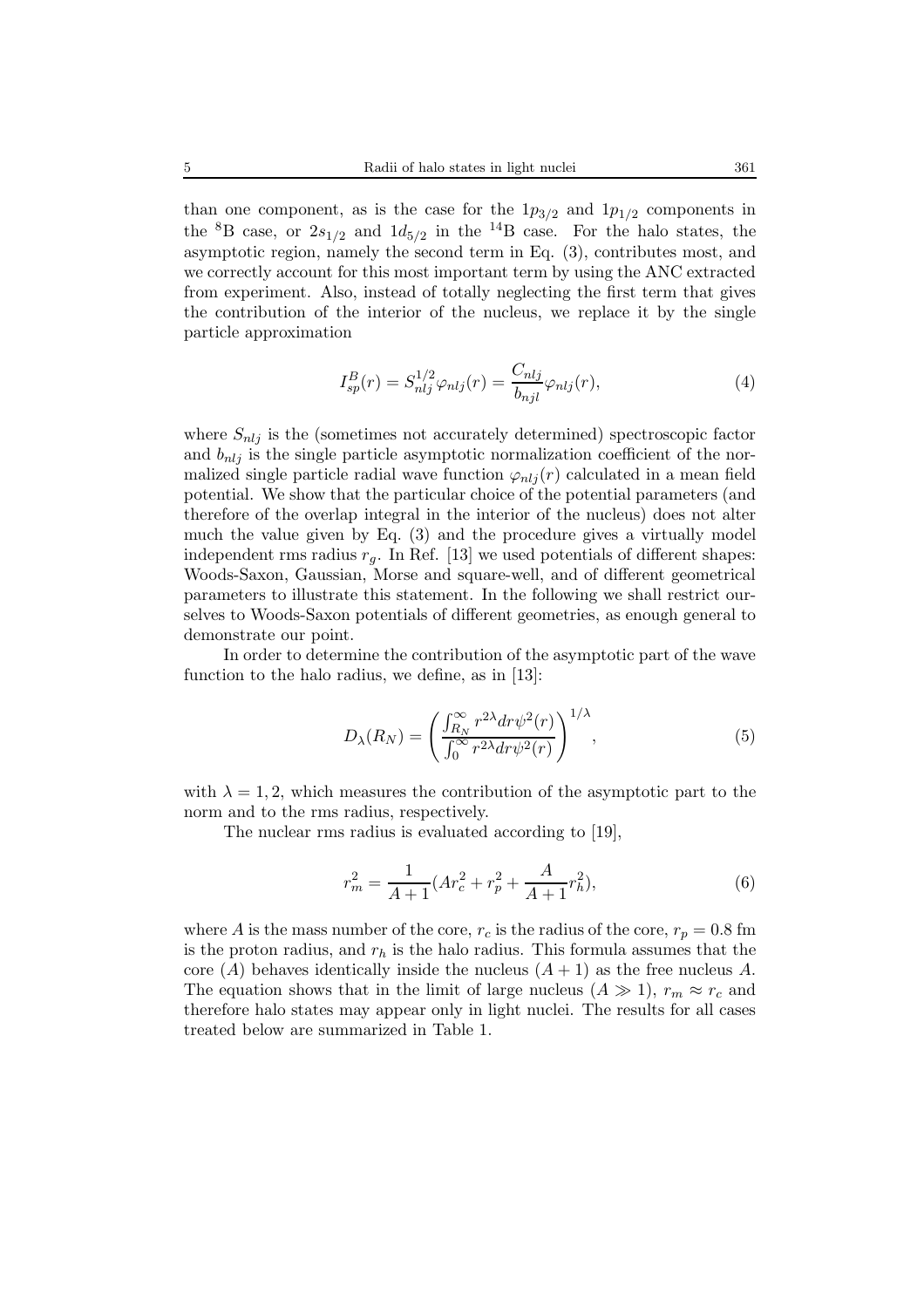than one component, as is the case for the $1p_{3/2}$ and $1p_{1/2}$ components in the $^{8}$B case, or $2s_{1/2}$ and $1d_{5/2}$ in the $^{14}$B case. For the halo states, the asymptotic region, namely the second term in Eq. (3), contributes most, and we correctly account for this most important term by using the ANC extracted from experiment. Also, instead of totally neglecting the first term that gives the contribution of the interior of the nucleus, we replace it by the single particle approximation

$$I_{sp}^{B}(r) = S_{nlj}^{1/2}\varphi_{nlj}(r) = \frac{C_{nlj}}{b_{njl}}\varphi_{nlj}(r), \tag{4}$$

where $S_{nlj}$ is the (sometimes not accurately determined) spectroscopic factor and $b_{nlj}$ is the single particle asymptotic normalization coefficient of the normalized single particle radial wave function $\varphi_{nlj}(r)$ calculated in a mean field potential. We show that the particular choice of the potential parameters (and therefore of the overlap integral in the interior of the nucleus) does not alter much the value given by Eq. (3) and the procedure gives a virtually model independent rms radius $r_g$. In Ref. [13] we used potentials of different shapes: Woods-Saxon, Gaussian, Morse and square-well, and of different geometrical parameters to illustrate this statement. In the following we shall restrict ourselves to Woods-Saxon potentials of different geometries, as enough general to demonstrate our point.

In order to determine the contribution of the asymptotic part of the wave function to the halo radius, we define, as in [13]:

$$D_{\lambda}(R_N) = \left(\frac{\int_{R_N}^{\infty} r^{2\lambda}dr\psi^2(r)}{\int_0^{\infty} r^{2\lambda}dr\psi^2(r)}\right)^{1/\lambda}, \tag{5}$$

with $\lambda = 1, 2$, which measures the contribution of the asymptotic part to the norm and to the rms radius, respectively.

The nuclear rms radius is evaluated according to [19],

$$r_m^2 = \frac{1}{A+1}(Ar_c^2 + r_p^2 + \frac{A}{A+1}r_h^2), \tag{6}$$

where $A$ is the mass number of the core, $r_c$ is the radius of the core, $r_p = 0.8$ fm is the proton radius, and $r_h$ is the halo radius. This formula assumes that the core $(A)$ behaves identically inside the nucleus $(A+1)$ as the free nucleus $A$. The equation shows that in the limit of large nucleus $(A \gg 1)$, $r_m \approx r_c$ and therefore halo states may appear only in light nuclei. The results for all cases treated below are summarized in Table 1.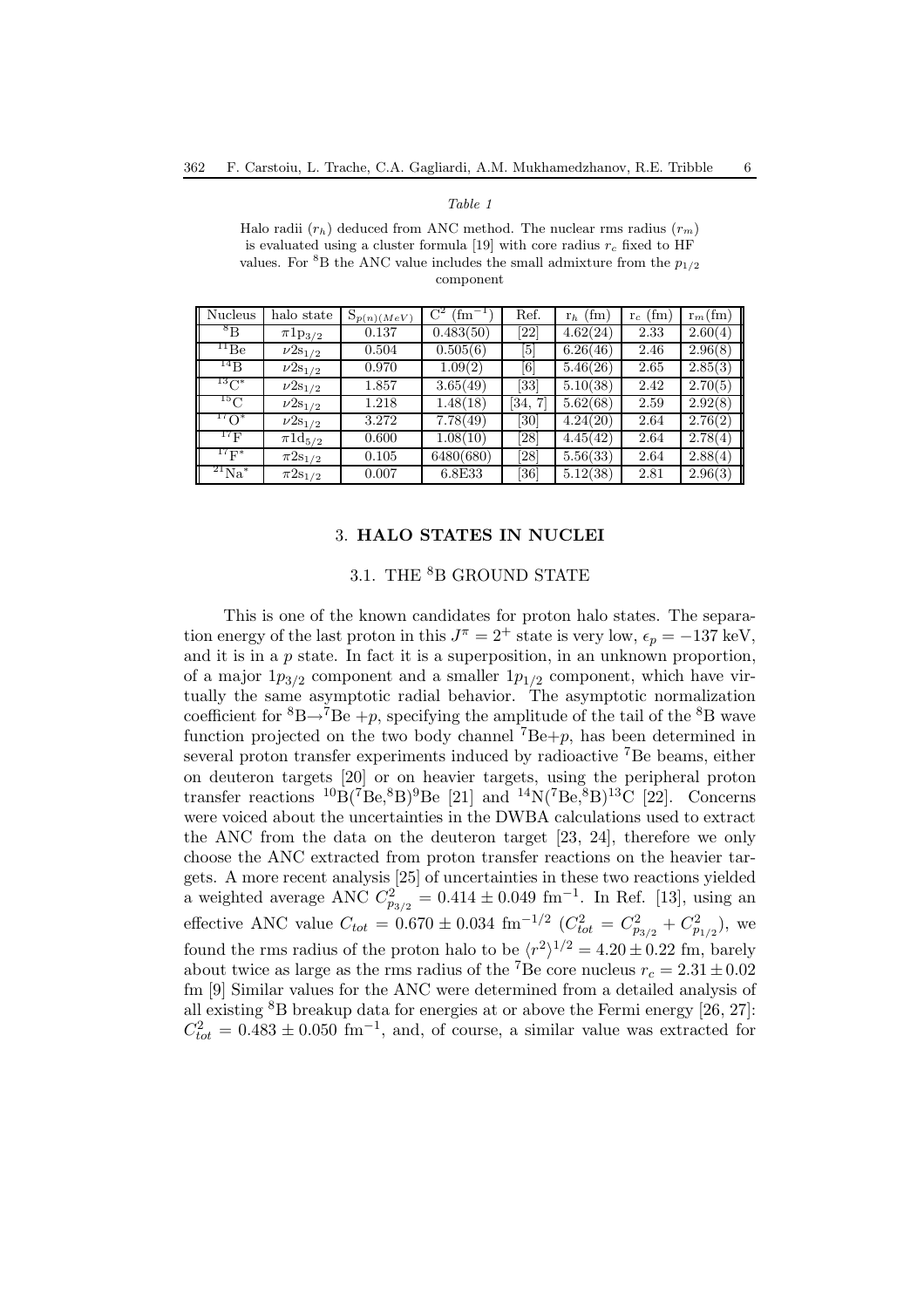*Table 1*

Halo radii ($r_h$) deduced from ANC method. The nuclear rms radius ($r_m$) is evaluated using a cluster formula [19] with core radius $r_c$ fixed to HF values. For $^8$B the ANC value includes the small admixture from the $p_{1/2}$ component

| Nucleus | halo state | $S_{p(n)(MeV)}$ | $C^2$ (fm$^{-1}$) | Ref. | $r_h$ (fm) | $r_c$ (fm) | $r_m$(fm) |
|---|---|---|---|---|---|---|---|
| $^8$B | $\pi 1p_{3/2}$ | 0.137 | 0.483(50) | [22] | 4.62(24) | 2.33 | 2.60(4) |
| $^{11}$Be | $\nu 2s_{1/2}$ | 0.504 | 0.505(6) | [5] | 6.26(46) | 2.46 | 2.96(8) |
| $^{14}$B | $\nu 2s_{1/2}$ | 0.970 | 1.09(2) | [6] | 5.46(26) | 2.65 | 2.85(3) |
| $^{13}$C* | $\nu 2s_{1/2}$ | 1.857 | 3.65(49) | [33] | 5.10(38) | 2.42 | 2.70(5) |
| $^{15}$C | $\nu 2s_{1/2}$ | 1.218 | 1.48(18) | [34, 7] | 5.62(68) | 2.59 | 2.92(8) |
| $^{17}$O* | $\nu 2s_{1/2}$ | 3.272 | 7.78(49) | [30] | 4.24(20) | 2.64 | 2.76(2) |
| $^{17}$F | $\pi 1d_{5/2}$ | 0.600 | 1.08(10) | [28] | 4.45(42) | 2.64 | 2.78(4) |
| $^{17}$F* | $\pi 2s_{1/2}$ | 0.105 | 6480(680) | [28] | 5.56(33) | 2.64 | 2.88(4) |
| $^{21}$Na* | $\pi 2s_{1/2}$ | 0.007 | 6.8E33 | [36] | 5.12(38) | 2.81 | 2.96(3) |

## 3. HALO STATES IN NUCLEI

### 3.1. THE $^8$B GROUND STATE

This is one of the known candidates for proton halo states. The separation energy of the last proton in this $J^\pi = 2^+$ state is very low, $\epsilon_p = -137$ keV, and it is in a $p$ state. In fact it is a superposition, in an unknown proportion, of a major $1p_{3/2}$ component and a smaller $1p_{1/2}$ component, which have virtually the same asymptotic radial behavior. The asymptotic normalization coefficient for $^8$B$\rightarrow$$^7$Be $+p$, specifying the amplitude of the tail of the $^8$B wave function projected on the two body channel $^7$Be$+p$, has been determined in several proton transfer experiments induced by radioactive $^7$Be beams, either on deuteron targets [20] or on heavier targets, using the peripheral proton transfer reactions $^{10}$B($^7$Be,$^8$B)$^9$Be [21] and $^{14}$N($^7$Be,$^8$B)$^{13}$C [22]. Concerns were voiced about the uncertainties in the DWBA calculations used to extract the ANC from the data on the deuteron target [23, 24], therefore we only choose the ANC extracted from proton transfer reactions on the heavier targets. A more recent analysis [25] of uncertainties in these two reactions yielded a weighted average ANC $C^2_{p_{3/2}} = 0.414 \pm 0.049$ fm$^{-1}$. In Ref. [13], using an effective ANC value $C_{tot} = 0.670 \pm 0.034$ fm$^{-1/2}$ ($C^2_{tot} = C^2_{p_{3/2}} + C^2_{p_{1/2}}$), we found the rms radius of the proton halo to be $\langle r^2 \rangle^{1/2} = 4.20 \pm 0.22$ fm, barely about twice as large as the rms radius of the $^7$Be core nucleus $r_c = 2.31 \pm 0.02$ fm [9] Similar values for the ANC were determined from a detailed analysis of all existing $^8$B breakup data for energies at or above the Fermi energy [26, 27]: $C^2_{tot} = 0.483 \pm 0.050$ fm$^{-1}$, and, of course, a similar value was extracted for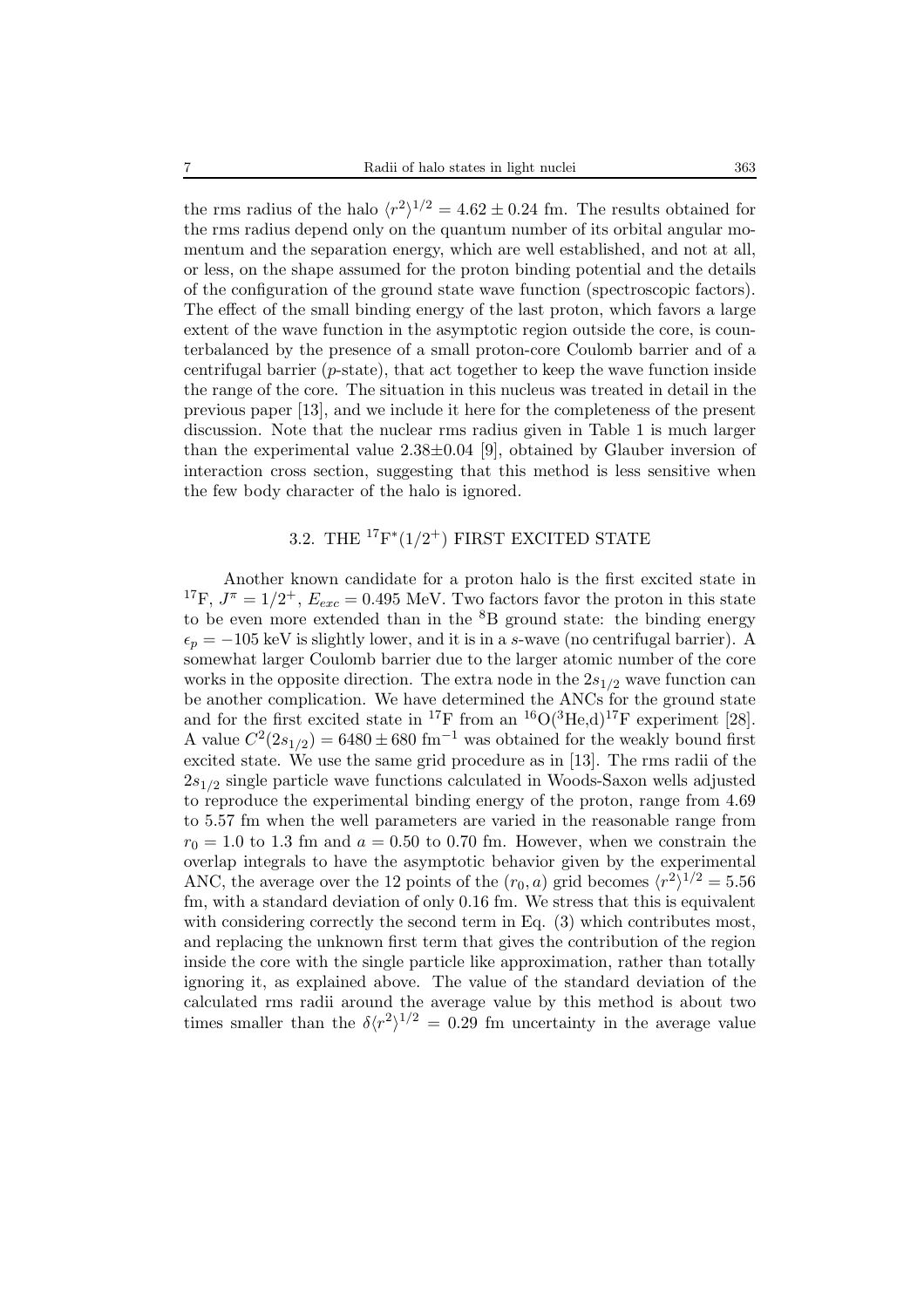the rms radius of the halo $\langle r^2 \rangle^{1/2} = 4.62 \pm 0.24$ fm. The results obtained for the rms radius depend only on the quantum number of its orbital angular momentum and the separation energy, which are well established, and not at all, or less, on the shape assumed for the proton binding potential and the details of the configuration of the ground state wave function (spectroscopic factors). The effect of the small binding energy of the last proton, which favors a large extent of the wave function in the asymptotic region outside the core, is counterbalanced by the presence of a small proton-core Coulomb barrier and of a centrifugal barrier ($p$-state), that act together to keep the wave function inside the range of the core. The situation in this nucleus was treated in detail in the previous paper [13], and we include it here for the completeness of the present discussion. Note that the nuclear rms radius given in Table 1 is much larger than the experimental value 2.38±0.04 [9], obtained by Glauber inversion of interaction cross section, suggesting that this method is less sensitive when the few body character of the halo is ignored.

### 3.2. THE $^{17}$F$^*(1/2^+)$ FIRST EXCITED STATE

Another known candidate for a proton halo is the first excited state in $^{17}$F, $J^\pi = 1/2^+$, $E_{exc} = 0.495$ MeV. Two factors favor the proton in this state to be even more extended than in the $^8$B ground state: the binding energy $\epsilon_p = -105$ keV is slightly lower, and it is in a $s$-wave (no centrifugal barrier). A somewhat larger Coulomb barrier due to the larger atomic number of the core works in the opposite direction. The extra node in the $2s_{1/2}$ wave function can be another complication. We have determined the ANCs for the ground state and for the first excited state in $^{17}$F from an $^{16}$O($^3$He,d)$^{17}$F experiment [28]. A value $C^2(2s_{1/2}) = 6480 \pm 680$ fm$^{-1}$ was obtained for the weakly bound first excited state. We use the same grid procedure as in [13]. The rms radii of the $2s_{1/2}$ single particle wave functions calculated in Woods-Saxon wells adjusted to reproduce the experimental binding energy of the proton, range from 4.69 to 5.57 fm when the well parameters are varied in the reasonable range from $r_0 = 1.0$ to 1.3 fm and $a = 0.50$ to 0.70 fm. However, when we constrain the overlap integrals to have the asymptotic behavior given by the experimental ANC, the average over the 12 points of the $(r_0, a)$ grid becomes $\langle r^2 \rangle^{1/2} = 5.56$ fm, with a standard deviation of only 0.16 fm. We stress that this is equivalent with considering correctly the second term in Eq. (3) which contributes most, and replacing the unknown first term that gives the contribution of the region inside the core with the single particle like approximation, rather than totally ignoring it, as explained above. The value of the standard deviation of the calculated rms radii around the average value by this method is about two times smaller than the $\delta\langle r^2 \rangle^{1/2} = 0.29$ fm uncertainty in the average value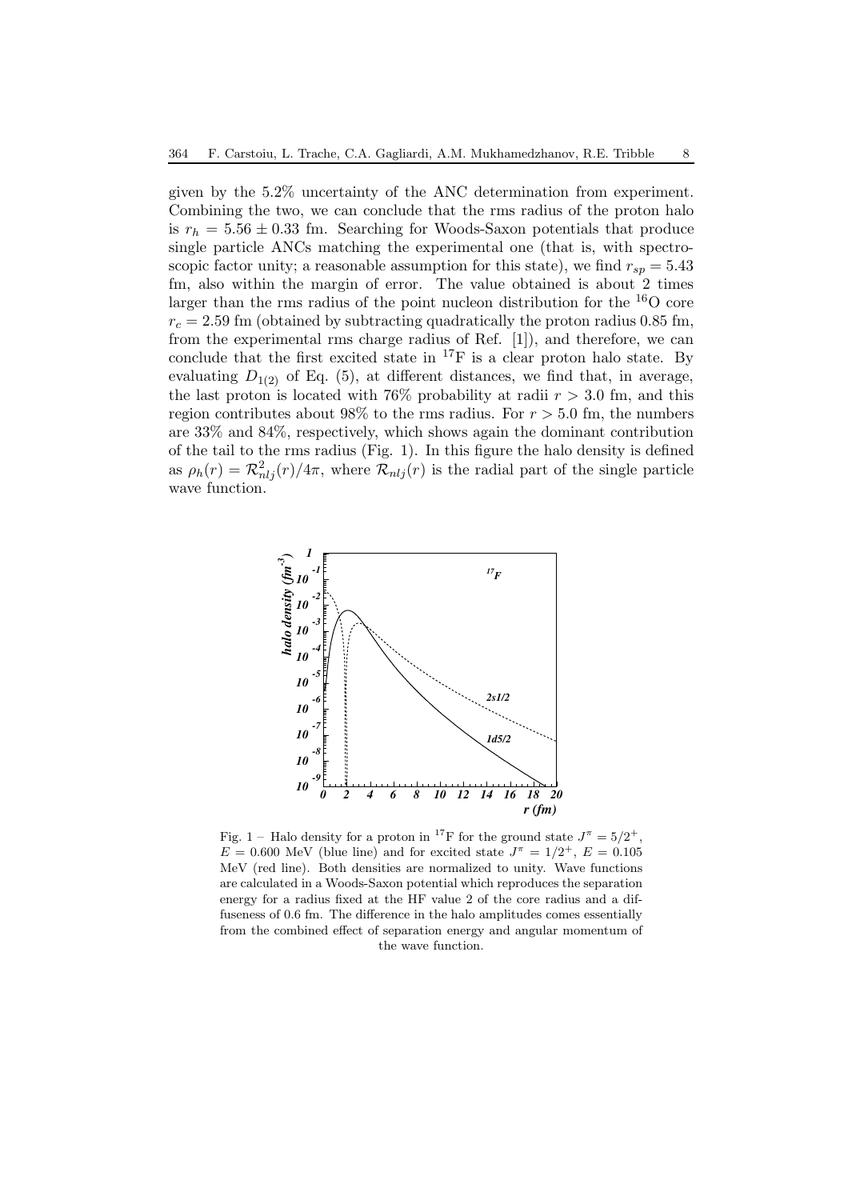given by the 5.2% uncertainty of the ANC determination from experiment. Combining the two, we can conclude that the rms radius of the proton halo is $r_h = 5.56 \pm 0.33$ fm. Searching for Woods-Saxon potentials that produce single particle ANCs matching the experimental one (that is, with spectroscopic factor unity; a reasonable assumption for this state), we find $r_{sp} = 5.43$ fm, also within the margin of error. The value obtained is about 2 times larger than the rms radius of the point nucleon distribution for the $^{16}$O core $r_c = 2.59$ fm (obtained by subtracting quadratically the proton radius 0.85 fm, from the experimental rms charge radius of Ref. [1]), and therefore, we can conclude that the first excited state in $^{17}$F is a clear proton halo state. By evaluating $D_{1(2)}$ of Eq. (5), at different distances, we find that, in average, the last proton is located with 76% probability at radii $r > 3.0$ fm, and this region contributes about 98% to the rms radius. For $r > 5.0$ fm, the numbers are 33% and 84%, respectively, which shows again the dominant contribution of the tail to the rms radius (Fig. 1). In this figure the halo density is defined as $\rho_h(r) = \mathcal{R}^2_{nlj}(r)/4\pi$, where $\mathcal{R}_{nlj}(r)$ is the radial part of the single particle wave function.

Fig. 1 – Halo density for a proton in $^{17}$F for the ground state $J^\pi = 5/2^+$, $E = 0.600$ MeV (blue line) and for excited state $J^\pi = 1/2^+$, $E = 0.105$ MeV (red line). Both densities are normalized to unity. Wave functions are calculated in a Woods-Saxon potential which reproduces the separation energy for a radius fixed at the HF value 2 of the core radius and a diffuseness of 0.6 fm. The difference in the halo amplitudes comes essentially from the combined effect of separation energy and angular momentum of the wave function.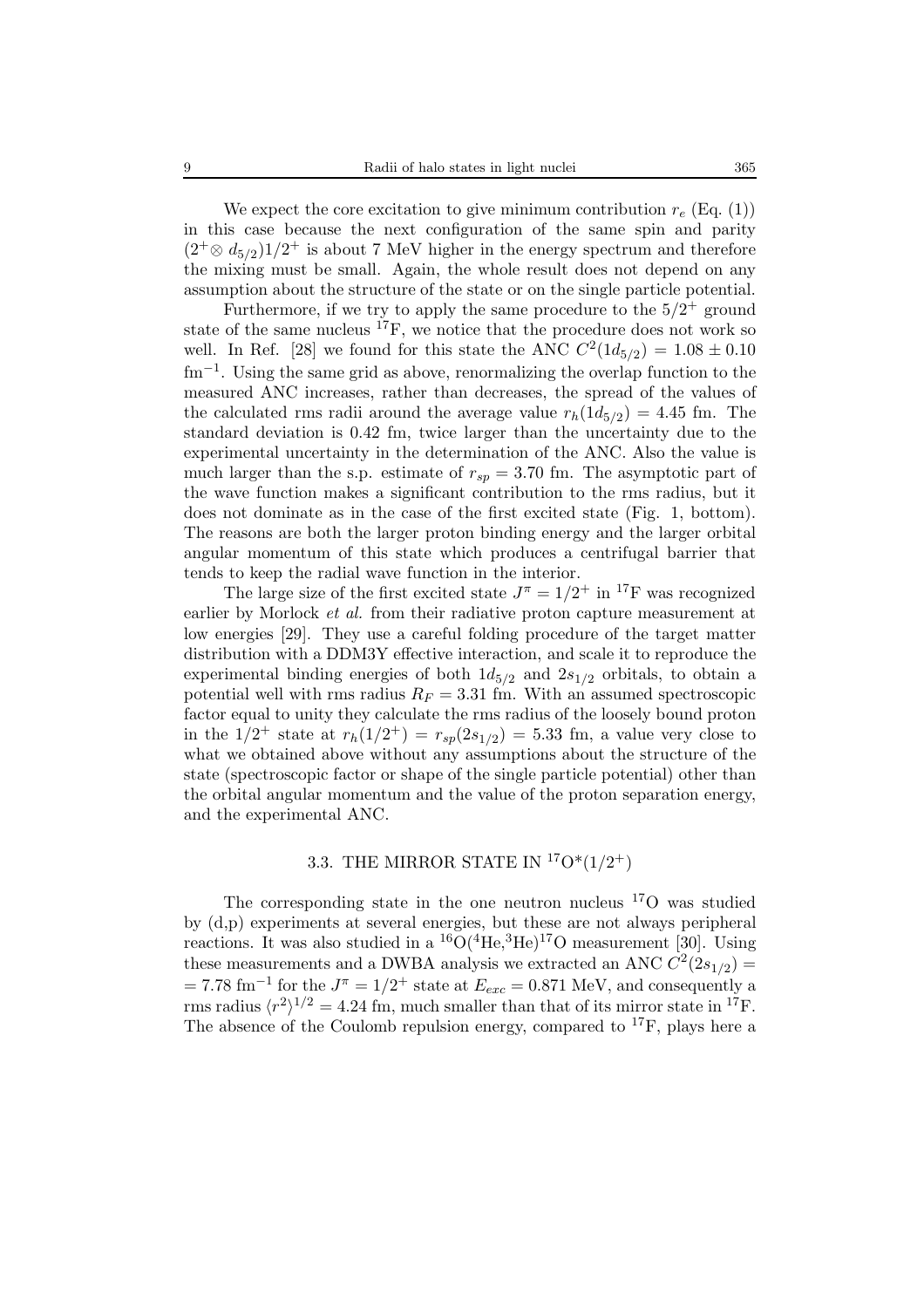We expect the core excitation to give minimum contribution $r_e$ (Eq. (1)) in this case because the next configuration of the same spin and parity $(2^+ \otimes d_{5/2})1/2^+$ is about 7 MeV higher in the energy spectrum and therefore the mixing must be small. Again, the whole result does not depend on any assumption about the structure of the state or on the single particle potential.

Furthermore, if we try to apply the same procedure to the $5/2^+$ ground state of the same nucleus $^{17}$F, we notice that the procedure does not work so well. In Ref. [28] we found for this state the ANC $C^2(1d_{5/2}) = 1.08 \pm 0.10$ fm$^{-1}$. Using the same grid as above, renormalizing the overlap function to the measured ANC increases, rather than decreases, the spread of the values of the calculated rms radii around the average value $r_h(1d_{5/2}) = 4.45$ fm. The standard deviation is 0.42 fm, twice larger than the uncertainty due to the experimental uncertainty in the determination of the ANC. Also the value is much larger than the s.p. estimate of $r_{sp} = 3.70$ fm. The asymptotic part of the wave function makes a significant contribution to the rms radius, but it does not dominate as in the case of the first excited state (Fig. 1, bottom). The reasons are both the larger proton binding energy and the larger orbital angular momentum of this state which produces a centrifugal barrier that tends to keep the radial wave function in the interior.

The large size of the first excited state $J^\pi = 1/2^+$ in $^{17}$F was recognized earlier by Morlock *et al.* from their radiative proton capture measurement at low energies [29]. They use a careful folding procedure of the target matter distribution with a DDM3Y effective interaction, and scale it to reproduce the experimental binding energies of both $1d_{5/2}$ and $2s_{1/2}$ orbitals, to obtain a potential well with rms radius $R_F = 3.31$ fm. With an assumed spectroscopic factor equal to unity they calculate the rms radius of the loosely bound proton in the $1/2^+$ state at $r_h(1/2^+) = r_{sp}(2s_{1/2}) = 5.33$ fm, a value very close to what we obtained above without any assumptions about the structure of the state (spectroscopic factor or shape of the single particle potential) other than the orbital angular momentum and the value of the proton separation energy, and the experimental ANC.

### 3.3. THE MIRROR STATE IN $^{17}$O*$(1/2^+)$

The corresponding state in the one neutron nucleus $^{17}$O was studied by (d,p) experiments at several energies, but these are not always peripheral reactions. It was also studied in a $^{16}$O($^4$He,$^3$He)$^{17}$O measurement [30]. Using these measurements and a DWBA analysis we extracted an ANC $C^2(2s_{1/2}) = 7.78$ fm$^{-1}$ for the $J^\pi = 1/2^+$ state at $E_{exc} = 0.871$ MeV, and consequently a rms radius $\langle r^2 \rangle^{1/2} = 4.24$ fm, much smaller than that of its mirror state in $^{17}$F. The absence of the Coulomb repulsion energy, compared to $^{17}$F, plays here a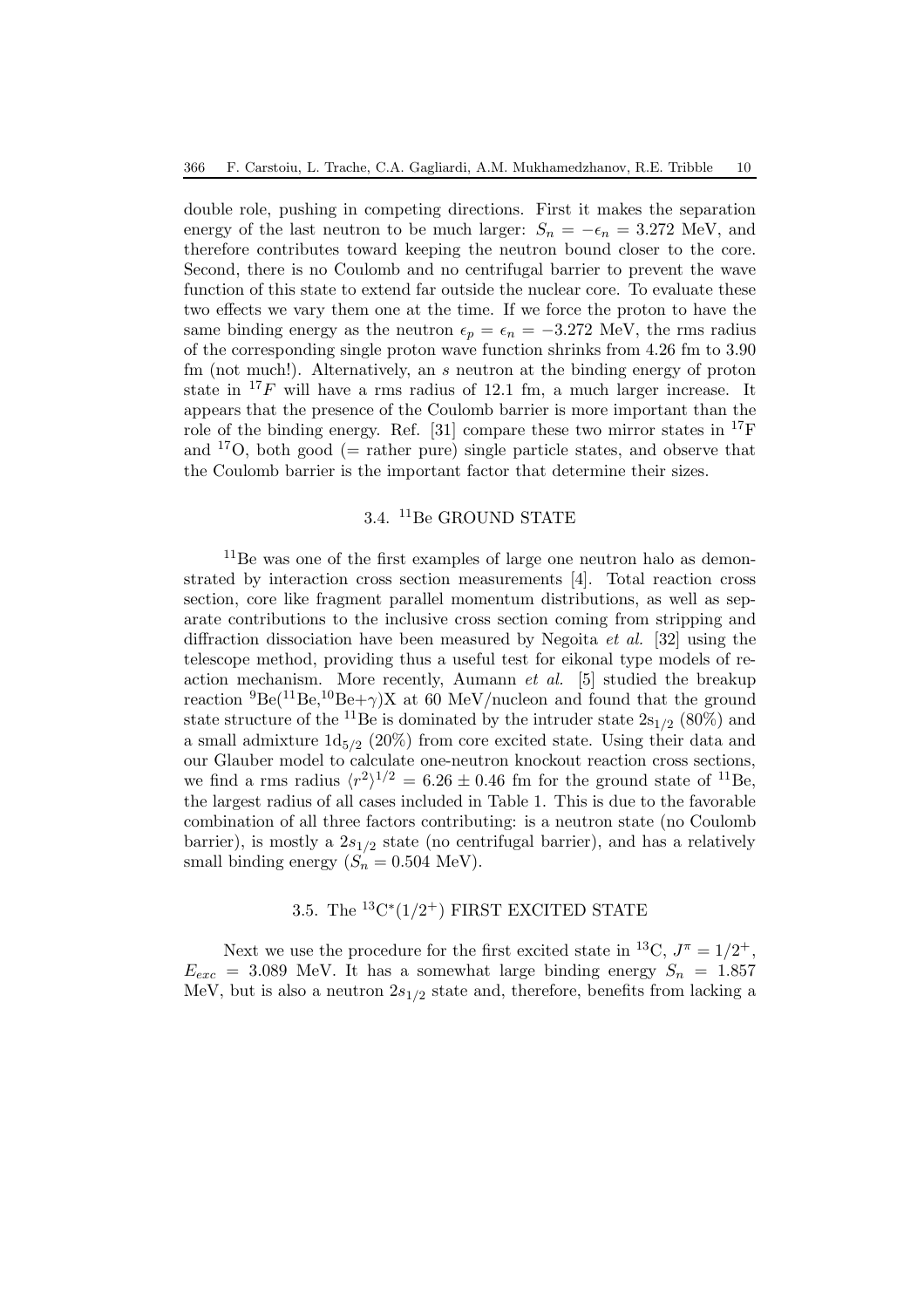double role, pushing in competing directions. First it makes the separation energy of the last neutron to be much larger: $S_n = -\epsilon_n = 3.272$ MeV, and therefore contributes toward keeping the neutron bound closer to the core. Second, there is no Coulomb and no centrifugal barrier to prevent the wave function of this state to extend far outside the nuclear core. To evaluate these two effects we vary them one at the time. If we force the proton to have the same binding energy as the neutron $\epsilon_p = \epsilon_n = -3.272$ MeV, the rms radius of the corresponding single proton wave function shrinks from 4.26 fm to 3.90 fm (not much!). Alternatively, an *s* neutron at the binding energy of proton state in $^{17}F$ will have a rms radius of 12.1 fm, a much larger increase. It appears that the presence of the Coulomb barrier is more important than the role of the binding energy. Ref. [31] compare these two mirror states in $^{17}$F and $^{17}$O, both good (= rather pure) single particle states, and observe that the Coulomb barrier is the important factor that determine their sizes.

### 3.4. $^{11}$Be GROUND STATE

$^{11}$Be was one of the first examples of large one neutron halo as demonstrated by interaction cross section measurements [4]. Total reaction cross section, core like fragment parallel momentum distributions, as well as separate contributions to the inclusive cross section coming from stripping and diffraction dissociation have been measured by Negoita *et al.* [32] using the telescope method, providing thus a useful test for eikonal type models of reaction mechanism. More recently, Aumann *et al.* [5] studied the breakup reaction $^{9}$Be($^{11}$Be,$^{10}$Be+$\gamma$)X at 60 MeV/nucleon and found that the ground state structure of the $^{11}$Be is dominated by the intruder state $2s_{1/2}$ (80%) and a small admixture $1d_{5/2}$ (20%) from core excited state. Using their data and our Glauber model to calculate one-neutron knockout reaction cross sections, we find a rms radius $\langle r^2 \rangle^{1/2} = 6.26 \pm 0.46$ fm for the ground state of $^{11}$Be, the largest radius of all cases included in Table 1. This is due to the favorable combination of all three factors contributing: is a neutron state (no Coulomb barrier), is mostly a $2s_{1/2}$ state (no centrifugal barrier), and has a relatively small binding energy ($S_n = 0.504$ MeV).

### 3.5. The $^{13}$C$^*$($1/2^+$) FIRST EXCITED STATE

Next we use the procedure for the first excited state in $^{13}$C, $J^\pi = 1/2^+$, $E_{exc} = 3.089$ MeV. It has a somewhat large binding energy $S_n = 1.857$ MeV, but is also a neutron $2s_{1/2}$ state and, therefore, benefits from lacking a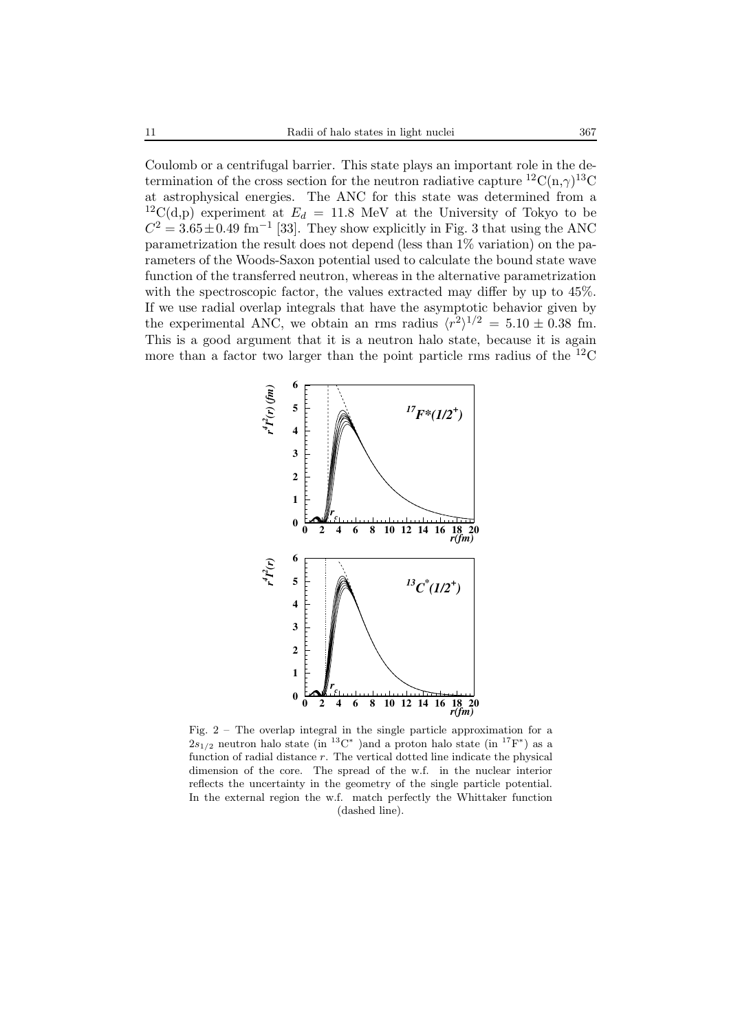Coulomb or a centrifugal barrier. This state plays an important role in the determination of the cross section for the neutron radiative capture $^{12}$C(n,$\gamma$)$^{13}$C at astrophysical energies. The ANC for this state was determined from a $^{12}$C(d,p) experiment at $E_d$ = 11.8 MeV at the University of Tokyo to be $C^2 = 3.65 \pm 0.49$ fm$^{-1}$ [33]. They show explicitly in Fig. 3 that using the ANC parametrization the result does not depend (less than 1% variation) on the parameters of the Woods-Saxon potential used to calculate the bound state wave function of the transferred neutron, whereas in the alternative parametrization with the spectroscopic factor, the values extracted may differ by up to 45%. If we use radial overlap integrals that have the asymptotic behavior given by the experimental ANC, we obtain an rms radius $\langle r^2\rangle^{1/2} = 5.10 \pm 0.38$ fm. This is a good argument that it is a neutron halo state, because it is again more than a factor two larger than the point particle rms radius of the $^{12}$C

Fig. 2 – The overlap integral in the single particle approximation for a $2s_{1/2}$ neutron halo state (in $^{13}$C$^*$ )and a proton halo state (in $^{17}$F$^*$) as a function of radial distance $r$. The vertical dotted line indicate the physical dimension of the core. The spread of the w.f. in the nuclear interior reflects the uncertainty in the geometry of the single particle potential. In the external region the w.f. match perfectly the Whittaker function (dashed line).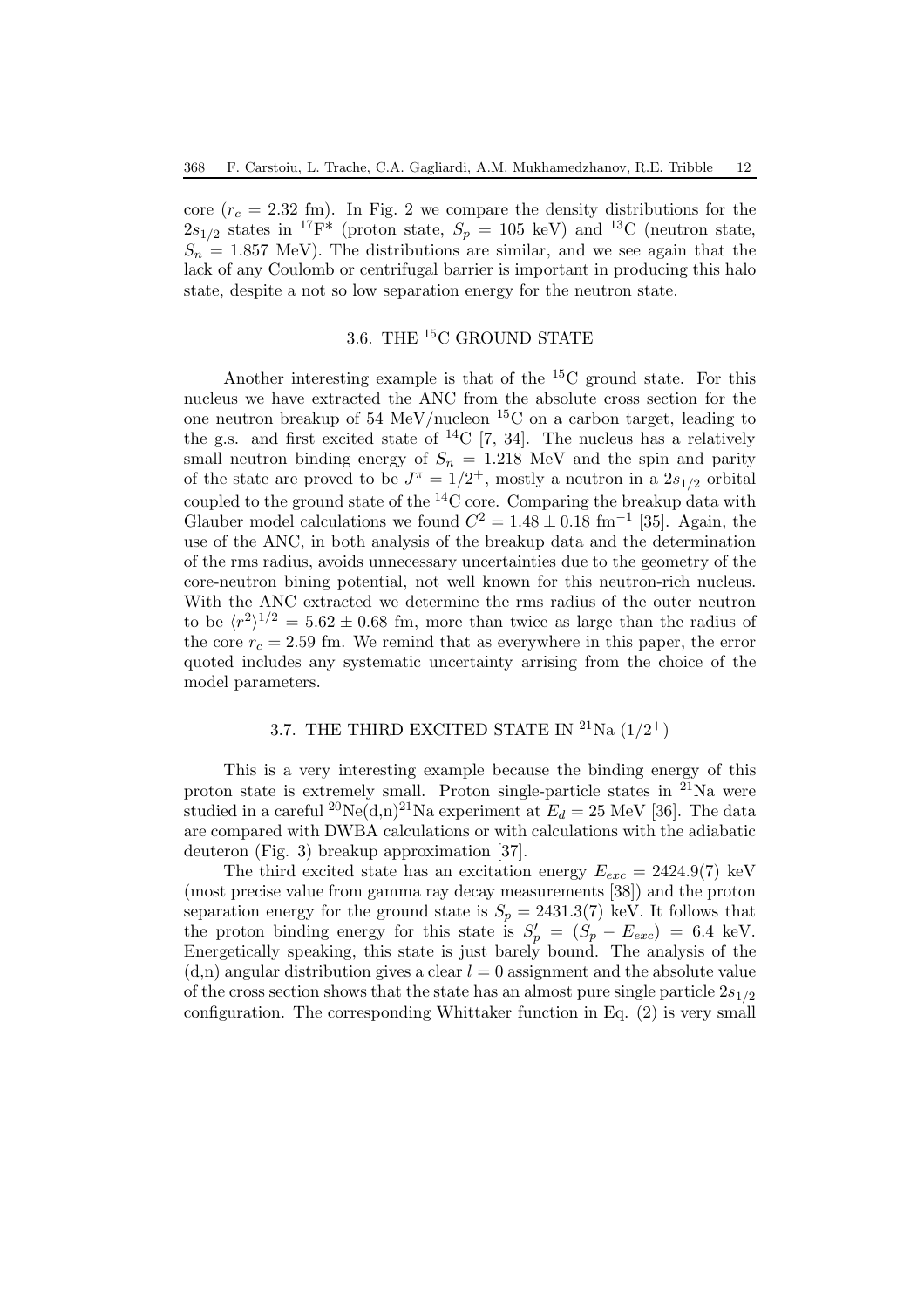core ($r_c = 2.32$ fm). In Fig. 2 we compare the density distributions for the $2s_{1/2}$ states in $^{17}$F* (proton state, $S_p = 105$ keV) and $^{13}$C (neutron state, $S_n = 1.857$ MeV). The distributions are similar, and we see again that the lack of any Coulomb or centrifugal barrier is important in producing this halo state, despite a not so low separation energy for the neutron state.

### 3.6. THE $^{15}$C GROUND STATE

Another interesting example is that of the $^{15}$C ground state. For this nucleus we have extracted the ANC from the absolute cross section for the one neutron breakup of 54 MeV/nucleon $^{15}$C on a carbon target, leading to the g.s. and first excited state of $^{14}$C [7, 34]. The nucleus has a relatively small neutron binding energy of $S_n = 1.218$ MeV and the spin and parity of the state are proved to be $J^\pi = 1/2^+$, mostly a neutron in a $2s_{1/2}$ orbital coupled to the ground state of the $^{14}$C core. Comparing the breakup data with Glauber model calculations we found $C^2 = 1.48 \pm 0.18$ fm$^{-1}$ [35]. Again, the use of the ANC, in both analysis of the breakup data and the determination of the rms radius, avoids unnecessary uncertainties due to the geometry of the core-neutron bining potential, not well known for this neutron-rich nucleus. With the ANC extracted we determine the rms radius of the outer neutron to be $\langle r^2 \rangle^{1/2} = 5.62 \pm 0.68$ fm, more than twice as large than the radius of the core $r_c = 2.59$ fm. We remind that as everywhere in this paper, the error quoted includes any systematic uncertainty arrising from the choice of the model parameters.

### 3.7. THE THIRD EXCITED STATE IN $^{21}$Na ($1/2^+$)

This is a very interesting example because the binding energy of this proton state is extremely small. Proton single-particle states in $^{21}$Na were studied in a careful $^{20}$Ne(d,n)$^{21}$Na experiment at $E_d = 25$ MeV [36]. The data are compared with DWBA calculations or with calculations with the adiabatic deuteron (Fig. 3) breakup approximation [37].

The third excited state has an excitation energy $E_{exc} = 2424.9(7)$ keV (most precise value from gamma ray decay measurements [38]) and the proton separation energy for the ground state is $S_p = 2431.3(7)$ keV. It follows that the proton binding energy for this state is $S'_p = (S_p - E_{exc}) = 6.4$ keV. Energetically speaking, this state is just barely bound. The analysis of the (d,n) angular distribution gives a clear $l = 0$ assignment and the absolute value of the cross section shows that the state has an almost pure single particle $2s_{1/2}$ configuration. The corresponding Whittaker function in Eq. (2) is very small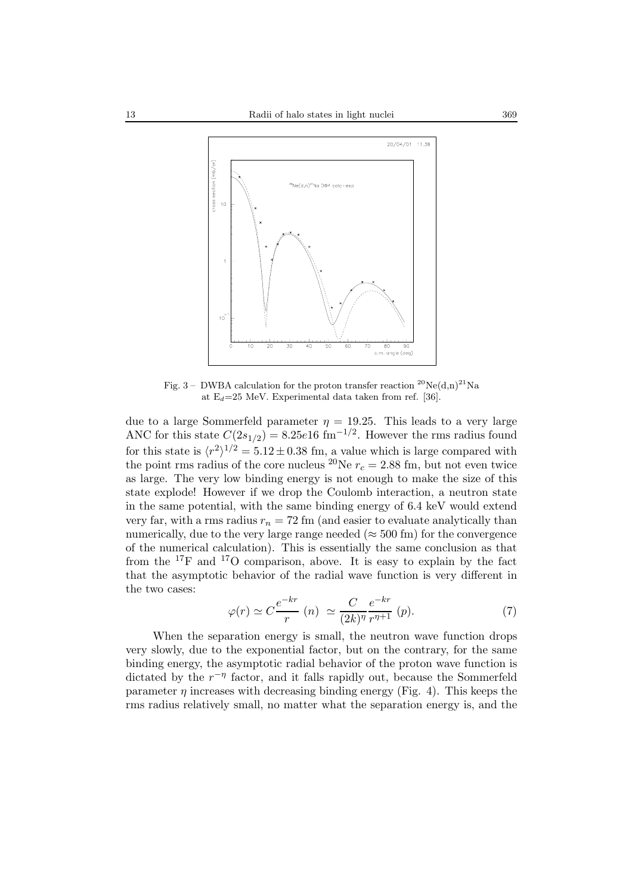Fig. 3 – DWBA calculation for the proton transfer reaction $^{20}$Ne(d,n)$^{21}$Na at $E_d$=25 MeV. Experimental data taken from ref. [36].

due to a large Sommerfeld parameter $\eta = 19.25$. This leads to a very large ANC for this state $C(2s_{1/2}) = 8.25e16$ fm$^{-1/2}$. However the rms radius found for this state is $\langle r^2 \rangle^{1/2} = 5.12 \pm 0.38$ fm, a value which is large compared with the point rms radius of the core nucleus $^{20}$Ne $r_c = 2.88$ fm, but not even twice as large. The very low binding energy is not enough to make the size of this state explode! However if we drop the Coulomb interaction, a neutron state in the same potential, with the same binding energy of 6.4 keV would extend very far, with a rms radius $r_n = 72$ fm (and easier to evaluate analytically than numerically, due to the very large range needed ($\approx 500$ fm) for the convergence of the numerical calculation). This is essentially the same conclusion as that from the $^{17}$F and $^{17}$O comparison, above. It is easy to explain by the fact that the asymptotic behavior of the radial wave function is very different in the two cases:

$$\varphi(r) \simeq C\frac{e^{-kr}}{r} \ (n) \ \simeq \frac{C}{(2k)^{\eta}} \frac{e^{-kr}}{r^{\eta+1}} \ (p). \tag{7}$$

When the separation energy is small, the neutron wave function drops very slowly, due to the exponential factor, but on the contrary, for the same binding energy, the asymptotic radial behavior of the proton wave function is dictated by the $r^{-\eta}$ factor, and it falls rapidly out, because the Sommerfeld parameter $\eta$ increases with decreasing binding energy (Fig. 4). This keeps the rms radius relatively small, no matter what the separation energy is, and the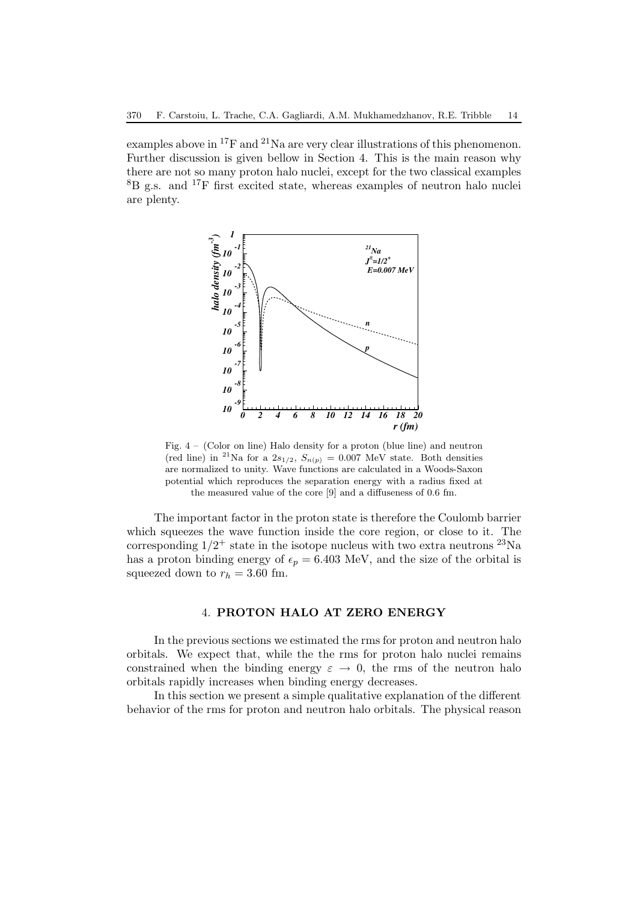examples above in $^{17}$F and $^{21}$Na are very clear illustrations of this phenomenon. Further discussion is given bellow in Section 4. This is the main reason why there are not so many proton halo nuclei, except for the two classical examples $^{8}$B g.s. and $^{17}$F first excited state, whereas examples of neutron halo nuclei are plenty.

Fig. 4 – (Color on line) Halo density for a proton (blue line) and neutron (red line) in $^{21}$Na for a $2s_{1/2}$, $S_{n(p)} = 0.007$ MeV state. Both densities are normalized to unity. Wave functions are calculated in a Woods-Saxon potential which reproduces the separation energy with a radius fixed at the measured value of the core [9] and a diffuseness of 0.6 fm.

The important factor in the proton state is therefore the Coulomb barrier which squeezes the wave function inside the core region, or close to it. The corresponding $1/2^{+}$ state in the isotope nucleus with two extra neutrons $^{23}$Na has a proton binding energy of $\epsilon_p = 6.403$ MeV, and the size of the orbital is squeezed down to $r_h = 3.60$ fm.

## 4. PROTON HALO AT ZERO ENERGY

In the previous sections we estimated the rms for proton and neutron halo orbitals. We expect that, while the the rms for proton halo nuclei remains constrained when the binding energy $\varepsilon \to 0$, the rms of the neutron halo orbitals rapidly increases when binding energy decreases.

In this section we present a simple qualitative explanation of the different behavior of the rms for proton and neutron halo orbitals. The physical reason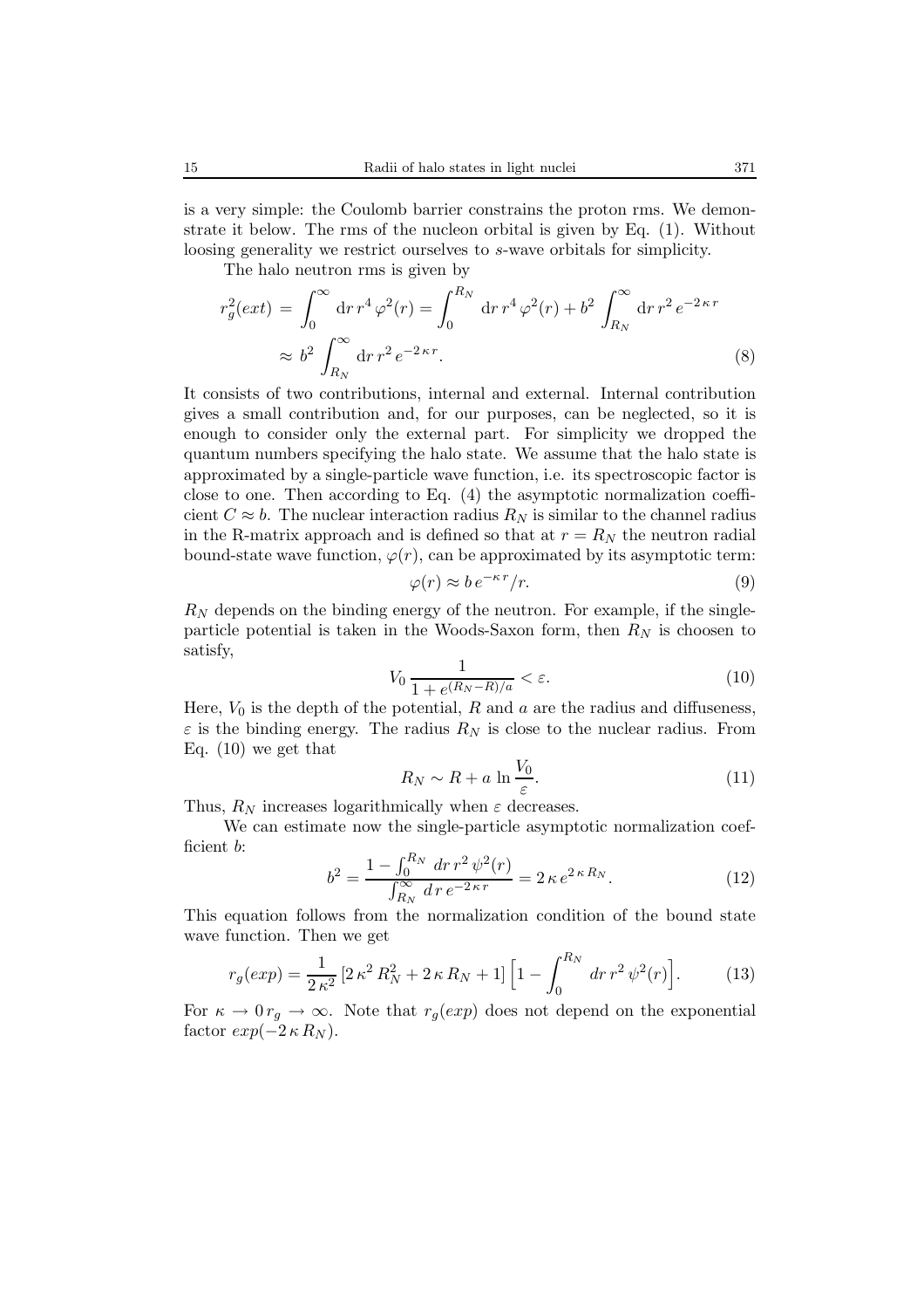is a very simple: the Coulomb barrier constrains the proton rms. We demonstrate it below. The rms of the nucleon orbital is given by Eq. (1). Without loosing generality we restrict ourselves to $s$-wave orbitals for simplicity.

The halo neutron rms is given by

$$
\begin{aligned}
r_g^2(ext) \,&=\, \int_0^\infty \mathrm{d}r\, r^4\, \varphi^2(r) = \int_0^{R_N} \mathrm{d}r\, r^4\, \varphi^2(r) + b^2 \,\int_{R_N}^\infty \mathrm{d}r\, r^2\, e^{-2\,\kappa\, r} \\
&\approx\, b^2 \,\int_{R_N}^\infty \mathrm{d}r\, r^2\, e^{-2\,\kappa\, r}.
\end{aligned}
\tag{8}
$$

It consists of two contributions, internal and external. Internal contribution gives a small contribution and, for our purposes, can be neglected, so it is enough to consider only the external part. For simplicity we dropped the quantum numbers specifying the halo state. We assume that the halo state is approximated by a single-particle wave function, i.e. its spectroscopic factor is close to one. Then according to Eq. (4) the asymptotic normalization coefficient $C \approx b$. The nuclear interaction radius $R_N$ is similar to the channel radius in the R-matrix approach and is defined so that at $r = R_N$ the neutron radial bound-state wave function, $\varphi(r)$, can be approximated by its asymptotic term:

$$
\varphi(r) \approx b\, e^{-\kappa\, r}/r. \tag{9}
$$

$R_N$ depends on the binding energy of the neutron. For example, if the single-particle potential is taken in the Woods-Saxon form, then $R_N$ is choosen to satisfy,

$$
V_0\, \frac{1}{1 + e^{(R_N - R)/a}} < \varepsilon. \tag{10}
$$

Here, $V_0$ is the depth of the potential, $R$ and $a$ are the radius and diffuseness, $\varepsilon$ is the binding energy. The radius $R_N$ is close to the nuclear radius. From Eq. (10) we get that

$$
R_N \sim R + a\, \ln \frac{V_0}{\varepsilon}. \tag{11}
$$

Thus, $R_N$ increases logarithmically when $\varepsilon$ decreases.

We can estimate now the single-particle asymptotic normalization coefficient $b$:

$$
b^2 = \frac{1 - \int_0^{R_N}\, dr\, r^2\, \psi^2(r)}{\int_{R_N}^\infty\, d\,r\, e^{-2\,\kappa\, r}} = 2\,\kappa\, e^{2\,\kappa\, R_N}. \tag{12}
$$

This equation follows from the normalization condition of the bound state wave function. Then we get

$$
r_g(exp) = \frac{1}{2\,\kappa^2}\, [2\,\kappa^2\, R_N^2 + 2\,\kappa\, R_N + 1] \Big[1 - \int_0^{R_N}\, dr\, r^2\, \psi^2(r)\Big]. \tag{13}
$$

For $\kappa \to 0\; r_g \to \infty$. Note that $r_g(exp)$ does not depend on the exponential factor $exp(-2\,\kappa\, R_N)$.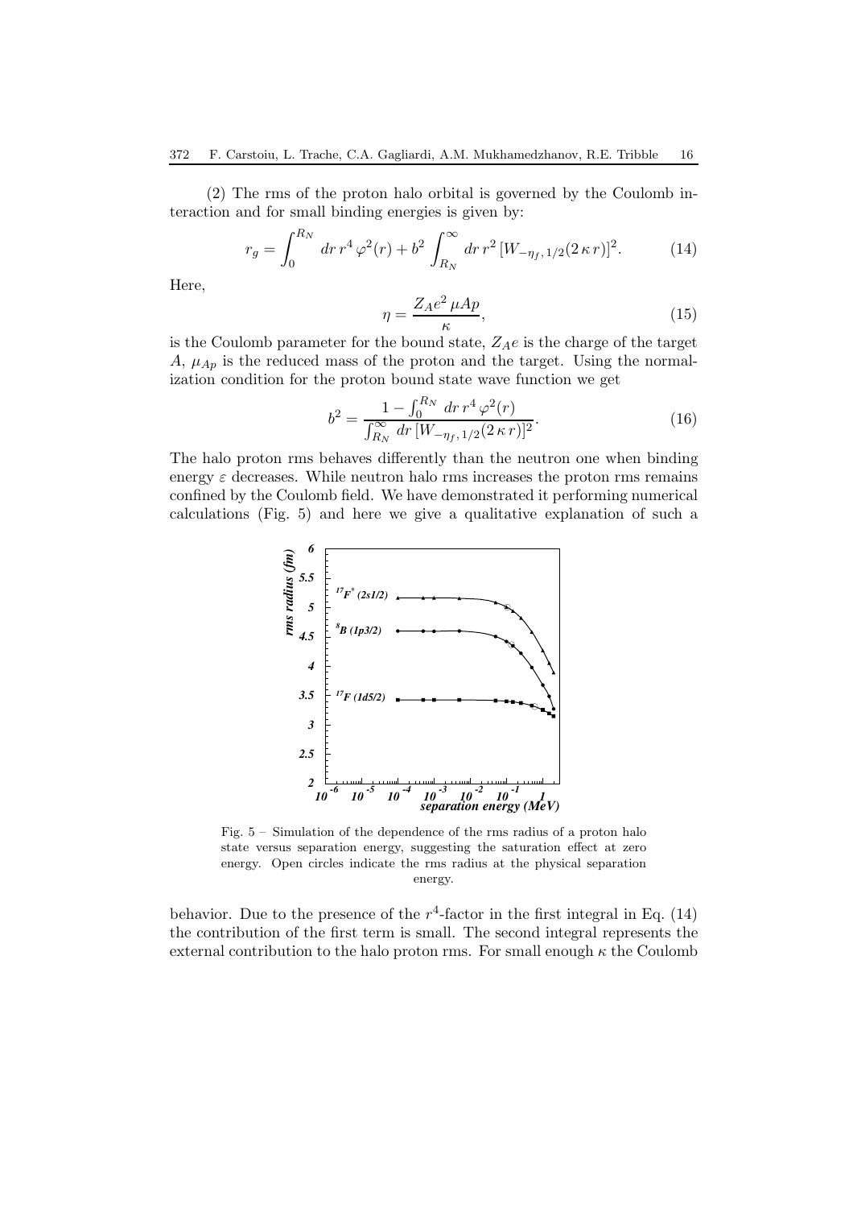(2) The rms of the proton halo orbital is governed by the Coulomb interaction and for small binding energies is given by:

$$r_g = \int_0^{R_N} dr\, r^4\, \varphi^2(r) + b^2 \int_{R_N}^{\infty} dr\, r^2\, [W_{-\eta_f,\,1/2}(2\,\kappa\, r)]^2. \tag{14}$$

Here,

$$\eta = \frac{Z_A e^2\, \mu A p}{\kappa}, \tag{15}$$

is the Coulomb parameter for the bound state, $Z_A e$ is the charge of the target $A$, $\mu_{Ap}$ is the reduced mass of the proton and the target. Using the normalization condition for the proton bound state wave function we get

$$b^2 = \frac{1 - \int_0^{R_N} dr\, r^4\, \varphi^2(r)}{\int_{R_N}^{\infty} dr\, [W_{-\eta_f,\,1/2}(2\,\kappa\, r)]^2}. \tag{16}$$

The halo proton rms behaves differently than the neutron one when binding energy $\varepsilon$ decreases. While neutron halo rms increases the proton rms remains confined by the Coulomb field. We have demonstrated it performing numerical calculations (Fig. 5) and here we give a qualitative explanation of such a behavior. Due to the presence of the $r^4$-factor in the first integral in Eq. (14) the contribution of the first term is small. The second integral represents the external contribution to the halo proton rms. For small enough $\kappa$ the Coulomb

Fig. 5 – Simulation of the dependence of the rms radius of a proton halo state versus separation energy, suggesting the saturation effect at zero energy. Open circles indicate the rms radius at the physical separation energy.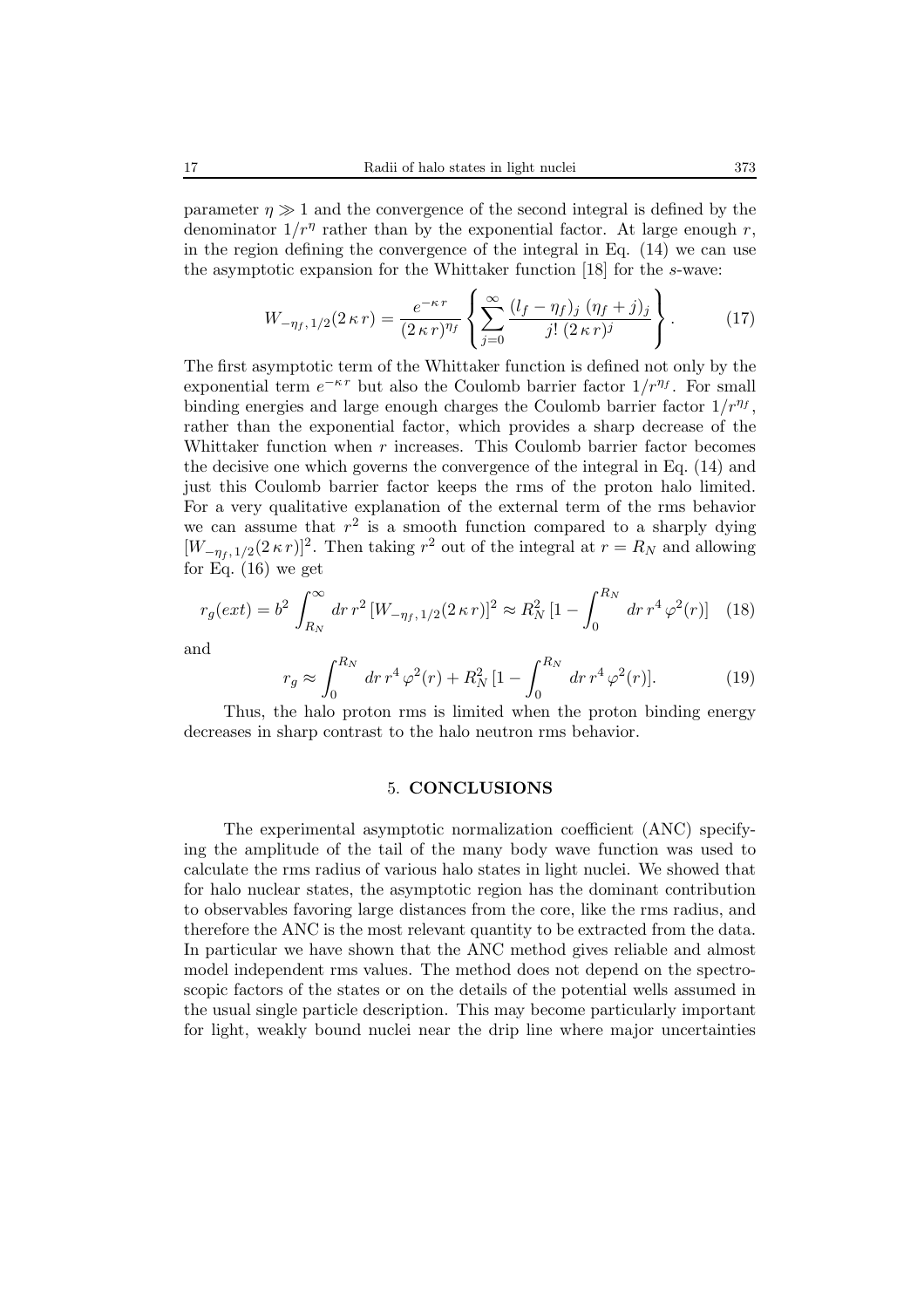parameter $\eta \gg 1$ and the convergence of the second integral is defined by the denominator $1/r^{\eta}$ rather than by the exponential factor. At large enough $r$, in the region defining the convergence of the integral in Eq. (14) we can use the asymptotic expansion for the Whittaker function [18] for the $s$-wave:

$$W_{-\eta_f,\,1/2}(2\,\kappa\,r) = \frac{e^{-\kappa\,r}}{(2\,\kappa\,r)^{\eta_f}} \left\{ \sum_{j=0}^{\infty} \frac{(l_f - \eta_f)_j\ (\eta_f + j)_j}{j!\ (2\,\kappa\,r)^j} \right\}. \tag{17}$$

The first asymptotic term of the Whittaker function is defined not only by the exponential term $e^{-\kappa\,r}$ but also the Coulomb barrier factor $1/r^{\eta_f}$. For small binding energies and large enough charges the Coulomb barrier factor $1/r^{\eta_f}$, rather than the exponential factor, which provides a sharp decrease of the Whittaker function when $r$ increases. This Coulomb barrier factor becomes the decisive one which governs the convergence of the integral in Eq. (14) and just this Coulomb barrier factor keeps the rms of the proton halo limited. For a very qualitative explanation of the external term of the rms behavior we can assume that $r^2$ is a smooth function compared to a sharply dying $[W_{-\eta_f,\,1/2}(2\,\kappa\,r)]^2$. Then taking $r^2$ out of the integral at $r = R_N$ and allowing for Eq. (16) we get

$$r_g(ext) = b^2 \int_{R_N}^{\infty} dr\, r^2\, [W_{-\eta_f,\,1/2}(2\,\kappa\,r)]^2 \approx R_N^2\, [1 - \int_0^{R_N} dr\, r^4\, \varphi^2(r)] \tag{18}$$

and

$$r_g \approx \int_0^{R_N} dr\, r^4\, \varphi^2(r) + R_N^2\, [1 - \int_0^{R_N} dr\, r^4\, \varphi^2(r)]. \tag{19}$$

Thus, the halo proton rms is limited when the proton binding energy decreases in sharp contrast to the halo neutron rms behavior.

## 5. CONCLUSIONS

The experimental asymptotic normalization coefficient (ANC) specifying the amplitude of the tail of the many body wave function was used to calculate the rms radius of various halo states in light nuclei. We showed that for halo nuclear states, the asymptotic region has the dominant contribution to observables favoring large distances from the core, like the rms radius, and therefore the ANC is the most relevant quantity to be extracted from the data. In particular we have shown that the ANC method gives reliable and almost model independent rms values. The method does not depend on the spectroscopic factors of the states or on the details of the potential wells assumed in the usual single particle description. This may become particularly important for light, weakly bound nuclei near the drip line where major uncertainties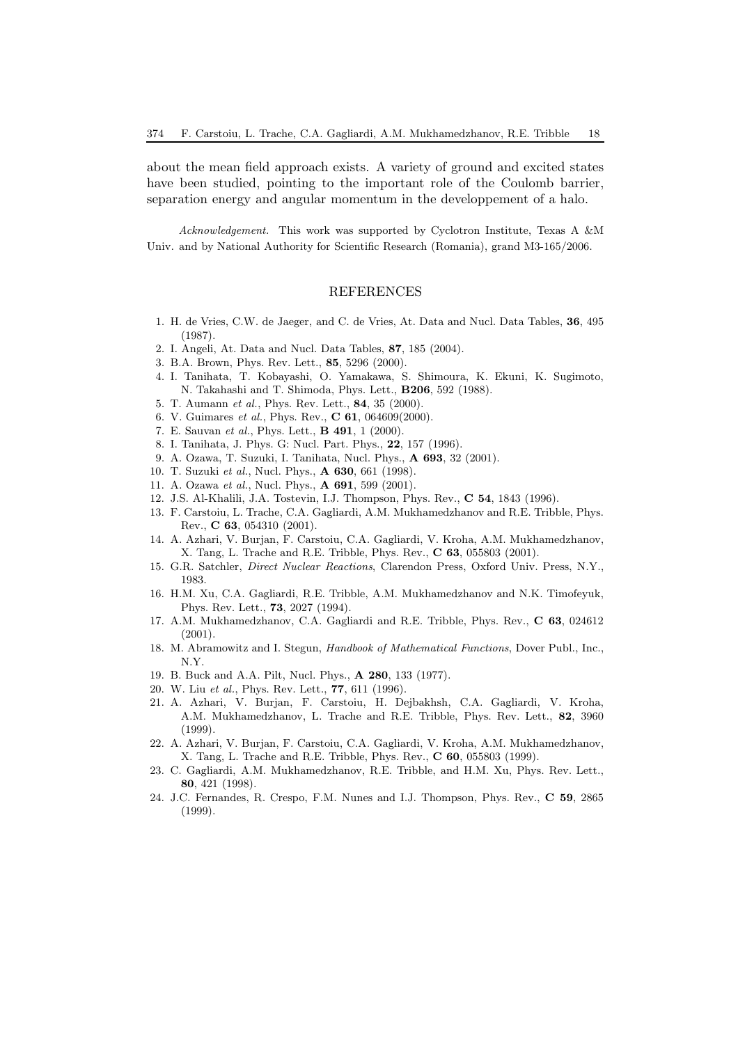about the mean field approach exists. A variety of ground and excited states have been studied, pointing to the important role of the Coulomb barrier, separation energy and angular momentum in the developpement of a halo.

*Acknowledgement.* This work was supported by Cyclotron Institute, Texas A &M Univ. and by National Authority for Scientific Research (Romania), grand M3-165/2006.

## REFERENCES

1. H. de Vries, C.W. de Jaeger, and C. de Vries, At. Data and Nucl. Data Tables, **36**, 495 (1987).
2. I. Angeli, At. Data and Nucl. Data Tables, **87**, 185 (2004).
3. B.A. Brown, Phys. Rev. Lett., **85**, 5296 (2000).
4. I. Tanihata, T. Kobayashi, O. Yamakawa, S. Shimoura, K. Ekuni, K. Sugimoto, N. Takahashi and T. Shimoda, Phys. Lett., **B206**, 592 (1988).
5. T. Aumann *et al.*, Phys. Rev. Lett., **84**, 35 (2000).
6. V. Guimares *et al.*, Phys. Rev., **C 61**, 064609(2000).
7. E. Sauvan *et al.*, Phys. Lett., **B 491**, 1 (2000).
8. I. Tanihata, J. Phys. G: Nucl. Part. Phys., **22**, 157 (1996).
9. A. Ozawa, T. Suzuki, I. Tanihata, Nucl. Phys., **A 693**, 32 (2001).
10. T. Suzuki *et al.*, Nucl. Phys., **A 630**, 661 (1998).
11. A. Ozawa *et al.*, Nucl. Phys., **A 691**, 599 (2001).
12. J.S. Al-Khalili, J.A. Tostevin, I.J. Thompson, Phys. Rev., **C 54**, 1843 (1996).
13. F. Carstoiu, L. Trache, C.A. Gagliardi, A.M. Mukhamedzhanov and R.E. Tribble, Phys. Rev., **C 63**, 054310 (2001).
14. A. Azhari, V. Burjan, F. Carstoiu, C.A. Gagliardi, V. Kroha, A.M. Mukhamedzhanov, X. Tang, L. Trache and R.E. Tribble, Phys. Rev., **C 63**, 055803 (2001).
15. G.R. Satchler, *Direct Nuclear Reactions*, Clarendon Press, Oxford Univ. Press, N.Y., 1983.
16. H.M. Xu, C.A. Gagliardi, R.E. Tribble, A.M. Mukhamedzhanov and N.K. Timofeyuk, Phys. Rev. Lett., **73**, 2027 (1994).
17. A.M. Mukhamedzhanov, C.A. Gagliardi and R.E. Tribble, Phys. Rev., **C 63**, 024612 (2001).
18. M. Abramowitz and I. Stegun, *Handbook of Mathematical Functions*, Dover Publ., Inc., N.Y.
19. B. Buck and A.A. Pilt, Nucl. Phys., **A 280**, 133 (1977).
20. W. Liu *et al.*, Phys. Rev. Lett., **77**, 611 (1996).
21. A. Azhari, V. Burjan, F. Carstoiu, H. Dejbakhsh, C.A. Gagliardi, V. Kroha, A.M. Mukhamedzhanov, L. Trache and R.E. Tribble, Phys. Rev. Lett., **82**, 3960 (1999).
22. A. Azhari, V. Burjan, F. Carstoiu, C.A. Gagliardi, V. Kroha, A.M. Mukhamedzhanov, X. Tang, L. Trache and R.E. Tribble, Phys. Rev., **C 60**, 055803 (1999).
23. C. Gagliardi, A.M. Mukhamedzhanov, R.E. Tribble, and H.M. Xu, Phys. Rev. Lett., **80**, 421 (1998).
24. J.C. Fernandes, R. Crespo, F.M. Nunes and I.J. Thompson, Phys. Rev., **C 59**, 2865 (1999).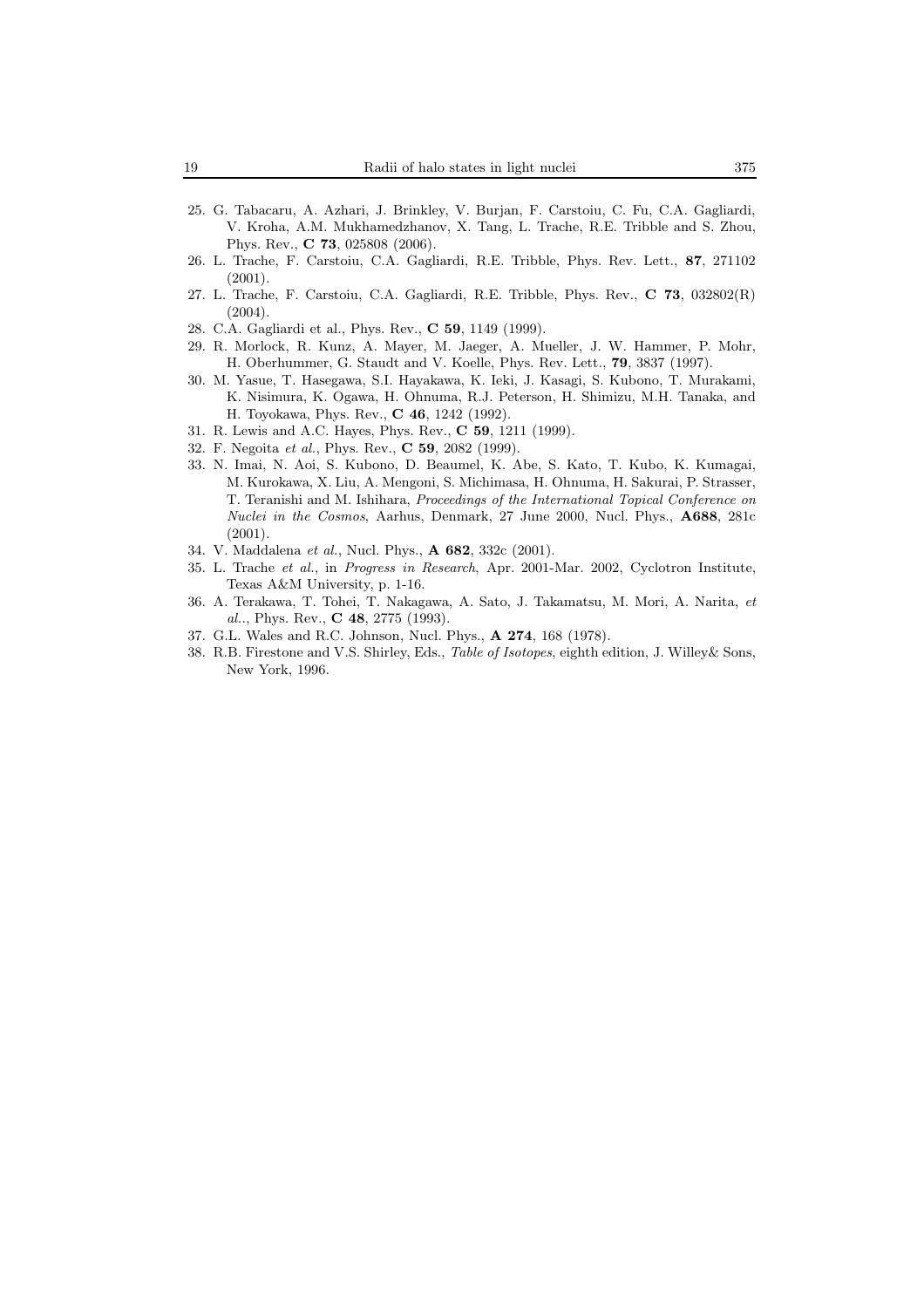25. G. Tabacaru, A. Azhari, J. Brinkley, V. Burjan, F. Carstoiu, C. Fu, C.A. Gagliardi, V. Kroha, A.M. Mukhamedzhanov, X. Tang, L. Trache, R.E. Tribble and S. Zhou, Phys. Rev., **C 73**, 025808 (2006).
26. L. Trache, F. Carstoiu, C.A. Gagliardi, R.E. Tribble, Phys. Rev. Lett., **87**, 271102 (2001).
27. L. Trache, F. Carstoiu, C.A. Gagliardi, R.E. Tribble, Phys. Rev., **C 73**, 032802(R) (2004).
28. C.A. Gagliardi et al., Phys. Rev., **C 59**, 1149 (1999).
29. R. Morlock, R. Kunz, A. Mayer, M. Jaeger, A. Mueller, J. W. Hammer, P. Mohr, H. Oberhummer, G. Staudt and V. Koelle, Phys. Rev. Lett., **79**, 3837 (1997).
30. M. Yasue, T. Hasegawa, S.I. Hayakawa, K. Ieki, J. Kasagi, S. Kubono, T. Murakami, K. Nisimura, K. Ogawa, H. Ohnuma, R.J. Peterson, H. Shimizu, M.H. Tanaka, and H. Toyokawa, Phys. Rev., **C 46**, 1242 (1992).
31. R. Lewis and A.C. Hayes, Phys. Rev., **C 59**, 1211 (1999).
32. F. Negoita *et al.*, Phys. Rev., **C 59**, 2082 (1999).
33. N. Imai, N. Aoi, S. Kubono, D. Beaumel, K. Abe, S. Kato, T. Kubo, K. Kumagai, M. Kurokawa, X. Liu, A. Mengoni, S. Michimasa, H. Ohnuma, H. Sakurai, P. Strasser, T. Teranishi and M. Ishihara, *Proceedings of the International Topical Conference on Nuclei in the Cosmos*, Aarhus, Denmark, 27 June 2000, Nucl. Phys., **A688**, 281c (2001).
34. V. Maddalena *et al.*, Nucl. Phys., **A 682**, 332c (2001).
35. L. Trache *et al.*, in *Progress in Research*, Apr. 2001-Mar. 2002, Cyclotron Institute, Texas A&M University, p. 1-16.
36. A. Terakawa, T. Tohei, T. Nakagawa, A. Sato, J. Takamatsu, M. Mori, A. Narita, *et al.*., Phys. Rev., **C 48**, 2775 (1993).
37. G.L. Wales and R.C. Johnson, Nucl. Phys., **A 274**, 168 (1978).
38. R.B. Firestone and V.S. Shirley, Eds., *Table of Isotopes*, eighth edition, J. Willey& Sons, New York, 1996.